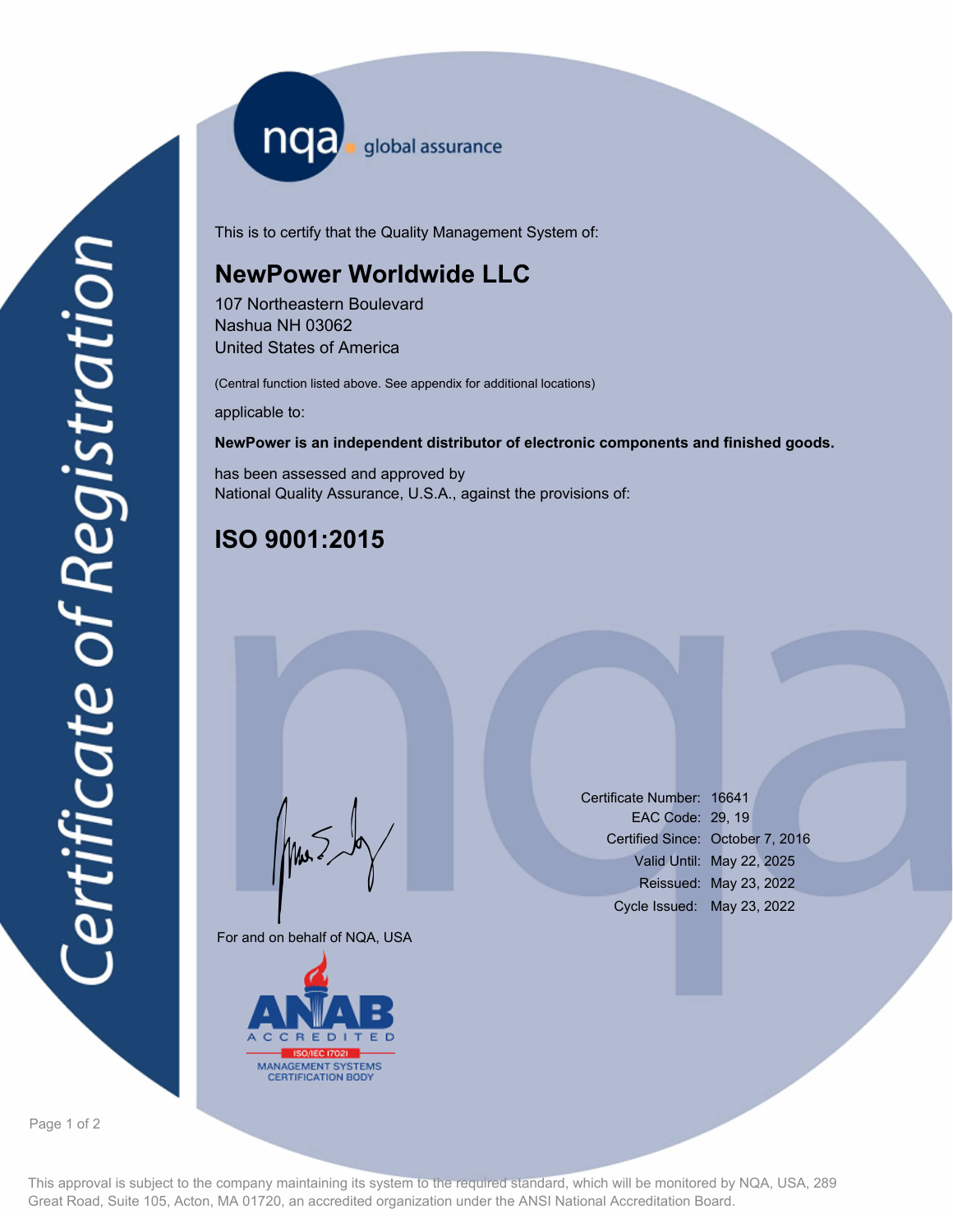# Certificate of Registration

nqa global assurance

This is to certify that the Quality Management System of:

## NewPower Worldwide LLC

107 Northeastern Boulevard
Nashua NH 03062
United States of America

(Central function listed above. See appendix for additional locations)

applicable to:

**NewPower is an independent distributor of electronic components and finished goods.**

has been assessed and approved by
National Quality Assurance, U.S.A., against the provisions of:

## ISO 9001:2015

For and on behalf of NQA, USA

| | |
|---|---|
| Certificate Number: | 16641 |
| EAC Code: | 29, 19 |
| Certified Since: | October 7, 2016 |
| Valid Until: | May 22, 2025 |
| Reissued: | May 23, 2022 |
| Cycle Issued: | May 23, 2022 |

ANAB ACCREDITED
ISO/IEC 17021
MANAGEMENT SYSTEMS CERTIFICATION BODY

This approval is subject to the company maintaining its system to the required standard, which will be monitored by NQA, USA, 289 Great Road, Suite 105, Acton, MA 01720, an accredited organization under the ANSI National Accreditation Board.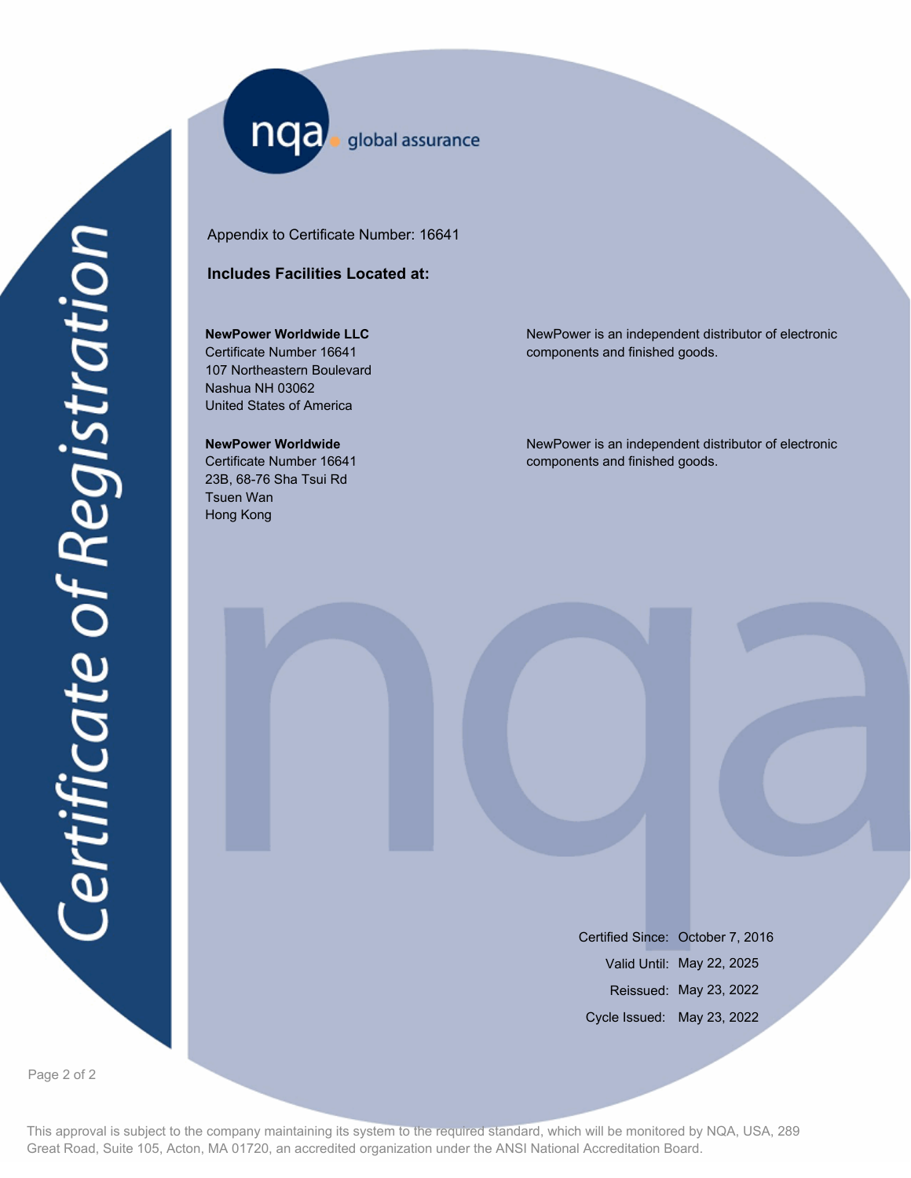nqa. global assurance

Certificate of Registration

Appendix to Certificate Number: 16641

**Includes Facilities Located at:**

**NewPower Worldwide LLC**
Certificate Number 16641
107 Northeastern Boulevard
Nashua NH 03062
United States of America

NewPower is an independent distributor of electronic components and finished goods.

**NewPower Worldwide**
Certificate Number 16641
23B, 68-76 Sha Tsui Rd
Tsuen Wan
Hong Kong

NewPower is an independent distributor of electronic components and finished goods.

Certified Since: October 7, 2016
Valid Until: May 22, 2025
Reissued: May 23, 2022
Cycle Issued: May 23, 2022

This approval is subject to the company maintaining its system to the required standard, which will be monitored by NQA, USA, 289 Great Road, Suite 105, Acton, MA 01720, an accredited organization under the ANSI National Accreditation Board.